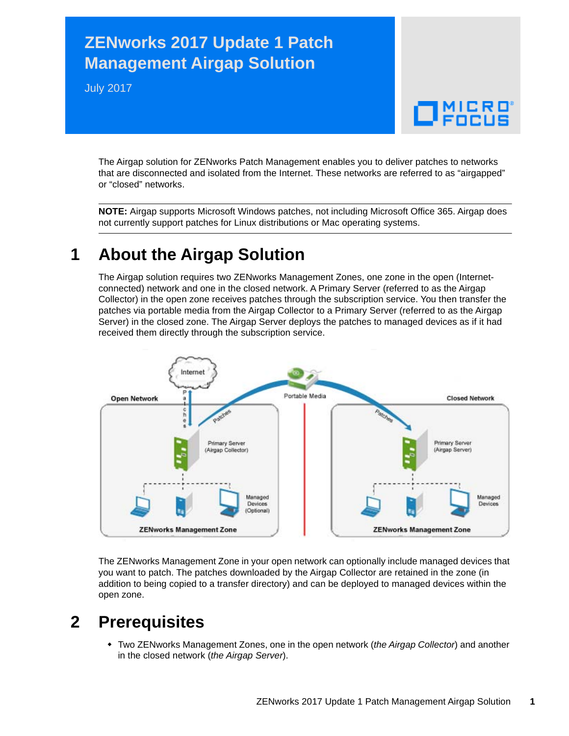# ZENworks 2017 Update 1 Patch Management Airgap Solution

July 2017

The Airgap solution for ZENworks Patch Management enables you to deliver patches to networks that are disconnected and isolated from the Internet. These networks are referred to as "airgapped" or "closed" networks.

---

**NOTE:** Airgap supports Microsoft Windows patches, not including Microsoft Office 365. Airgap does not currently support patches for Linux distributions or Mac operating systems.

---

## 1 About the Airgap Solution

The Airgap solution requires two ZENworks Management Zones, one zone in the open (Internet-connected) network and one in the closed network. A Primary Server (referred to as the Airgap Collector) in the open zone receives patches through the subscription service. You then transfer the patches via portable media from the Airgap Collector to a Primary Server (referred to as the Airgap Server) in the closed zone. The Airgap Server deploys the patches to managed devices as if it had received them directly through the subscription service.

The ZENworks Management Zone in your open network can optionally include managed devices that you want to patch. The patches downloaded by the Airgap Collector are retained in the zone (in addition to being copied to a transfer directory) and can be deployed to managed devices within the open zone.

## 2 Prerequisites

- Two ZENworks Management Zones, one in the open network (*the Airgap Collector*) and another in the closed network (*the Airgap Server*).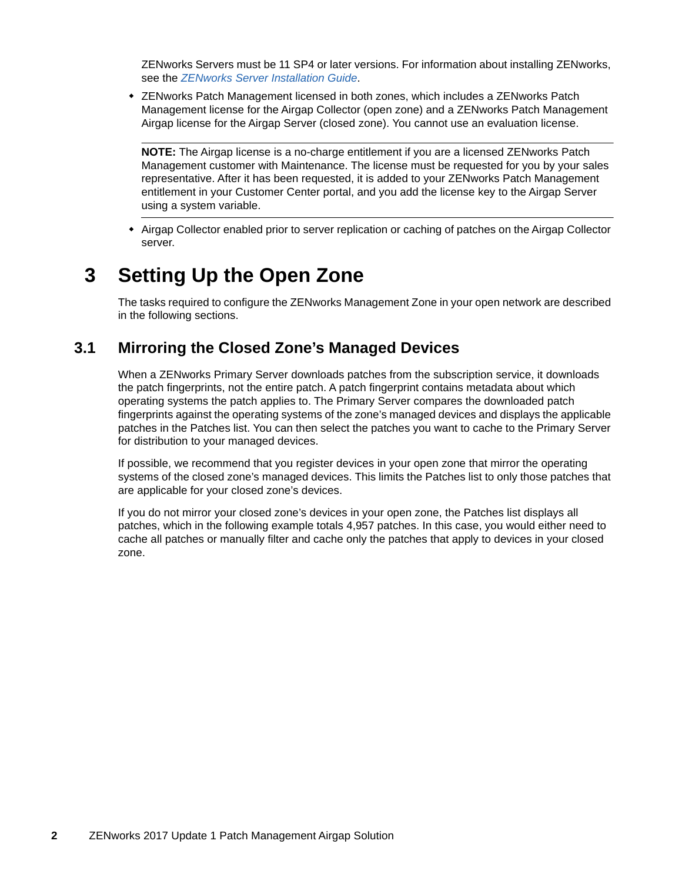ZENworks Servers must be 11 SP4 or later versions. For information about installing ZENworks, see the *ZENworks Server Installation Guide*.

- ZENworks Patch Management licensed in both zones, which includes a ZENworks Patch Management license for the Airgap Collector (open zone) and a ZENworks Patch Management Airgap license for the Airgap Server (closed zone). You cannot use an evaluation license.

---

**NOTE:** The Airgap license is a no-charge entitlement if you are a licensed ZENworks Patch Management customer with Maintenance. The license must be requested for you by your sales representative. After it has been requested, it is added to your ZENworks Patch Management entitlement in your Customer Center portal, and you add the license key to the Airgap Server using a system variable.

---

- Airgap Collector enabled prior to server replication or caching of patches on the Airgap Collector server.

# 3 Setting Up the Open Zone

The tasks required to configure the ZENworks Management Zone in your open network are described in the following sections.

## 3.1 Mirroring the Closed Zone's Managed Devices

When a ZENworks Primary Server downloads patches from the subscription service, it downloads the patch fingerprints, not the entire patch. A patch fingerprint contains metadata about which operating systems the patch applies to. The Primary Server compares the downloaded patch fingerprints against the operating systems of the zone's managed devices and displays the applicable patches in the Patches list. You can then select the patches you want to cache to the Primary Server for distribution to your managed devices.

If possible, we recommend that you register devices in your open zone that mirror the operating systems of the closed zone's managed devices. This limits the Patches list to only those patches that are applicable for your closed zone's devices.

If you do not mirror your closed zone's devices in your open zone, the Patches list displays all patches, which in the following example totals 4,957 patches. In this case, you would either need to cache all patches or manually filter and cache only the patches that apply to devices in your closed zone.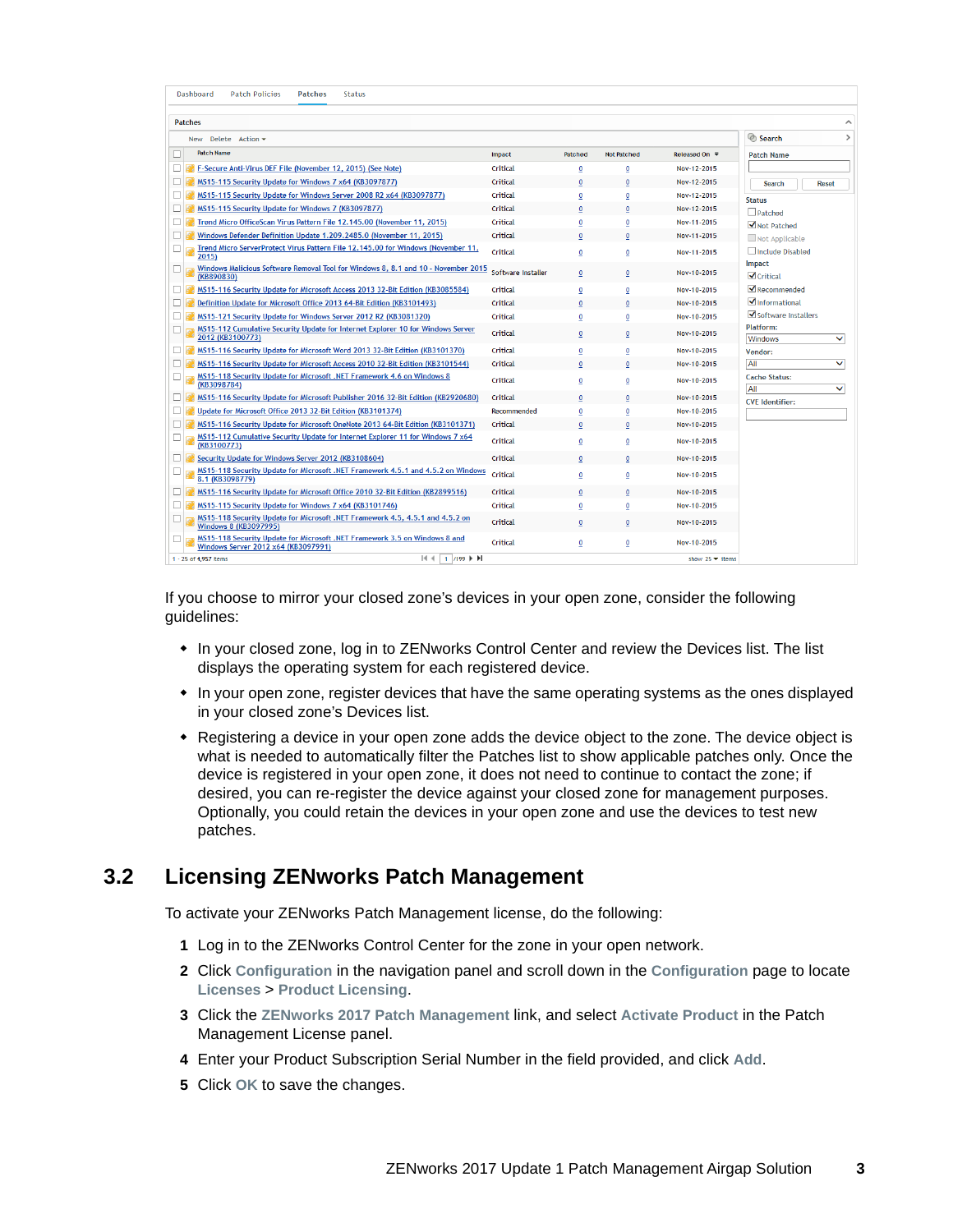If you choose to mirror your closed zone's devices in your open zone, consider the following guidelines:

- In your closed zone, log in to ZENworks Control Center and review the Devices list. The list displays the operating system for each registered device.
- In your open zone, register devices that have the same operating systems as the ones displayed in your closed zone's Devices list.
- Registering a device in your open zone adds the device object to the zone. The device object is what is needed to automatically filter the Patches list to show applicable patches only. Once the device is registered in your open zone, it does not need to continue to contact the zone; if desired, you can re-register the device against your closed zone for management purposes. Optionally, you could retain the devices in your open zone and use the devices to test new patches.

## 3.2 Licensing ZENworks Patch Management

To activate your ZENworks Patch Management license, do the following:

1. Log in to the ZENworks Control Center for the zone in your open network.
2. Click **Configuration** in the navigation panel and scroll down in the **Configuration** page to locate **Licenses** > **Product Licensing**.
3. Click the **ZENworks 2017 Patch Management** link, and select **Activate Product** in the Patch Management License panel.
4. Enter your Product Subscription Serial Number in the field provided, and click **Add**.
5. Click **OK** to save the changes.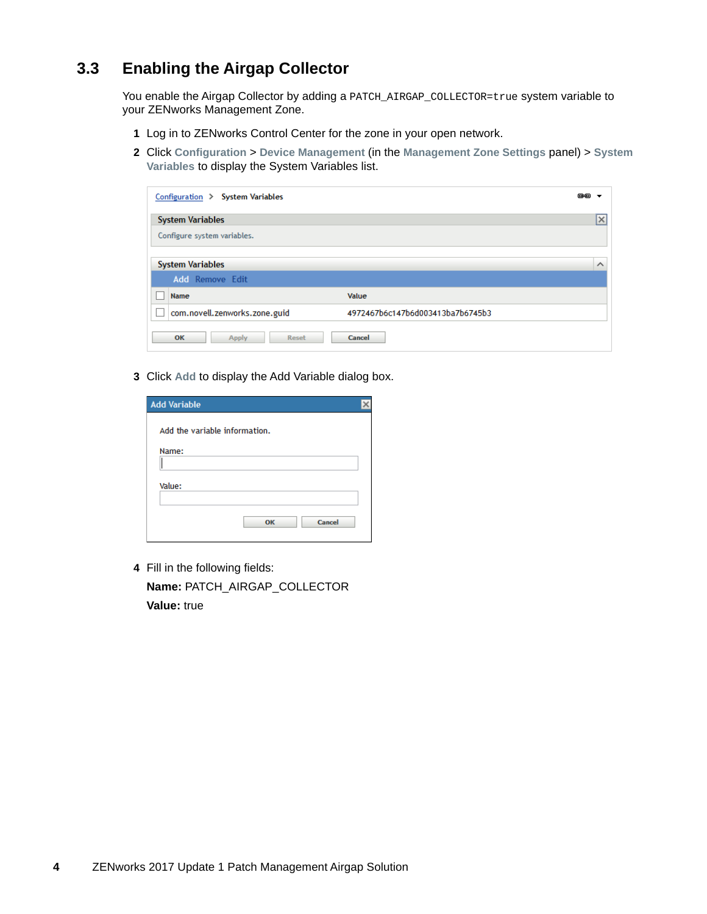## 3.3 Enabling the Airgap Collector

You enable the Airgap Collector by adding a `PATCH_AIRGAP_COLLECTOR=true` system variable to your ZENworks Management Zone.

1. Log in to ZENworks Control Center for the zone in your open network.
2. Click **Configuration** > **Device Management** (in the **Management Zone Settings** panel) > **System Variables** to display the System Variables list.
3. Click **Add** to display the Add Variable dialog box.
4. Fill in the following fields:

   **Name:** PATCH_AIRGAP_COLLECTOR

   **Value:** true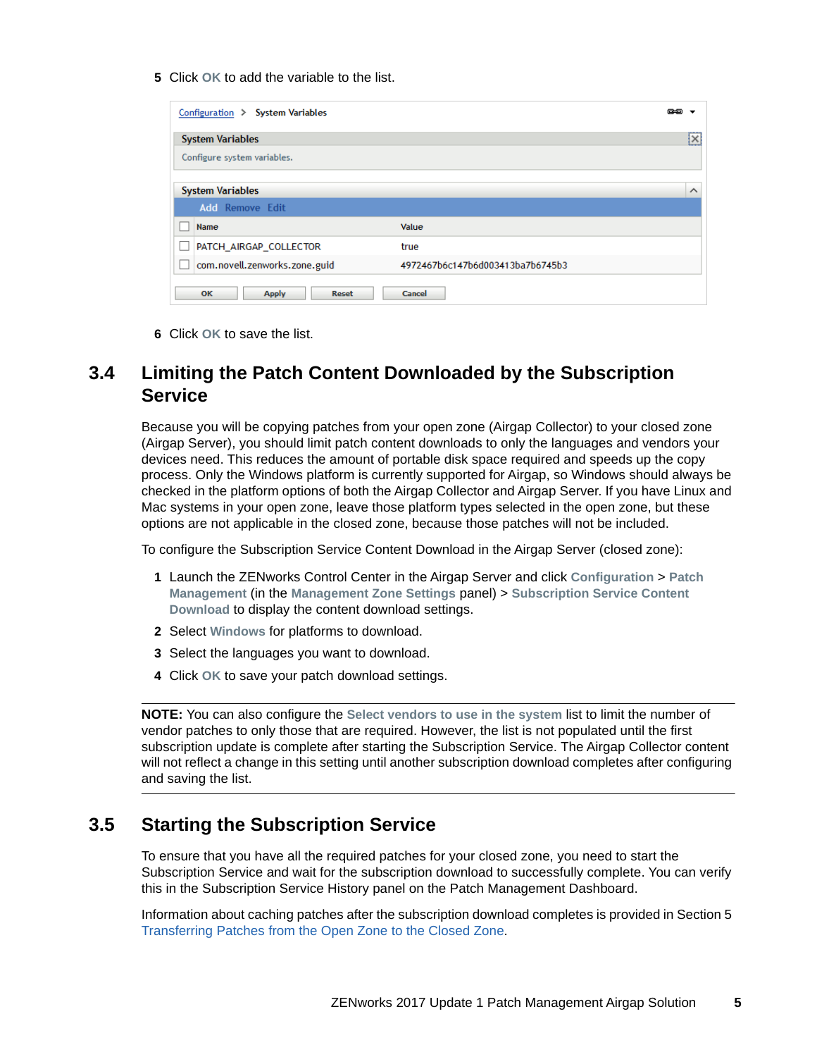5 Click **OK** to add the variable to the list.

Configuration > System Variables

**System Variables**

Configure system variables.

**System Variables**

Add Remove Edit

| Name | Value |
|---|---|
| PATCH_AIRGAP_COLLECTOR | true |
| com.novell.zenworks.zone.guid | 4972467b6c147b6d003413ba7b6745b3 |

OK Apply Reset Cancel

6 Click **OK** to save the list.

## 3.4 Limiting the Patch Content Downloaded by the Subscription Service

Because you will be copying patches from your open zone (Airgap Collector) to your closed zone (Airgap Server), you should limit patch content downloads to only the languages and vendors your devices need. This reduces the amount of portable disk space required and speeds up the copy process. Only the Windows platform is currently supported for Airgap, so Windows should always be checked in the platform options of both the Airgap Collector and Airgap Server. If you have Linux and Mac systems in your open zone, leave those platform types selected in the open zone, but these options are not applicable in the closed zone, because those patches will not be included.

To configure the Subscription Service Content Download in the Airgap Server (closed zone):

1. Launch the ZENworks Control Center in the Airgap Server and click **Configuration** > **Patch Management** (in the **Management Zone Settings** panel) > **Subscription Service Content Download** to display the content download settings.
2. Select **Windows** for platforms to download.
3. Select the languages you want to download.
4. Click **OK** to save your patch download settings.

---

**NOTE:** You can also configure the **Select vendors to use in the system** list to limit the number of vendor patches to only those that are required. However, the list is not populated until the first subscription update is complete after starting the Subscription Service. The Airgap Collector content will not reflect a change in this setting until another subscription download completes after configuring and saving the list.

---

## 3.5 Starting the Subscription Service

To ensure that you have all the required patches for your closed zone, you need to start the Subscription Service and wait for the subscription download to successfully complete. You can verify this in the Subscription Service History panel on the Patch Management Dashboard.

Information about caching patches after the subscription download completes is provided in Section 5 Transferring Patches from the Open Zone to the Closed Zone.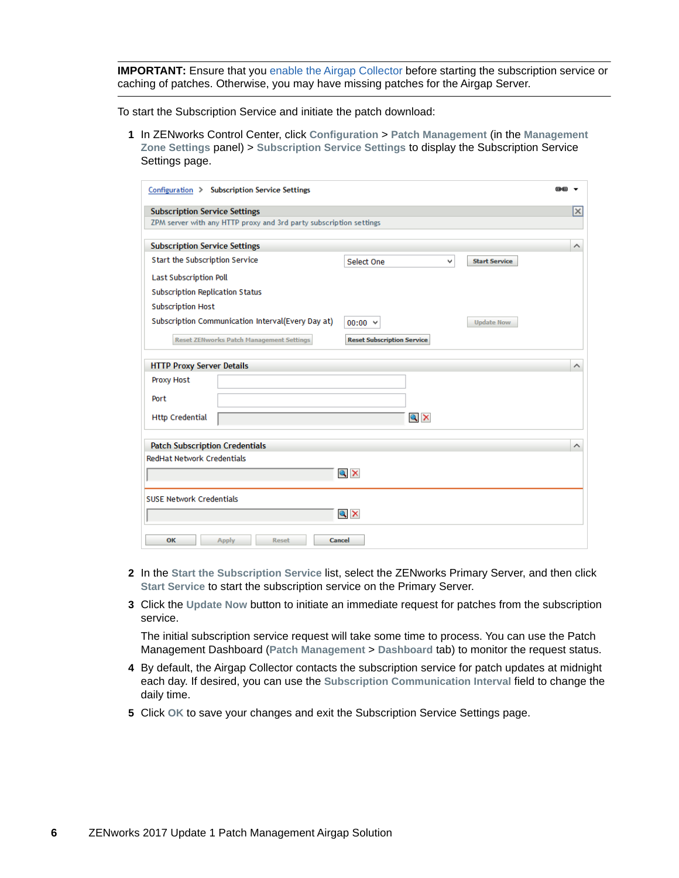**IMPORTANT:** Ensure that you enable the Airgap Collector before starting the subscription service or caching of patches. Otherwise, you may have missing patches for the Airgap Server.

To start the Subscription Service and initiate the patch download:

1. In ZENworks Control Center, click **Configuration** > **Patch Management** (in the **Management Zone Settings** panel) > **Subscription Service Settings** to display the Subscription Service Settings page.

2. In the **Start the Subscription Service** list, select the ZENworks Primary Server, and then click **Start Service** to start the subscription service on the Primary Server.

3. Click the **Update Now** button to initiate an immediate request for patches from the subscription service.

   The initial subscription service request will take some time to process. You can use the Patch Management Dashboard (**Patch Management** > **Dashboard** tab) to monitor the request status.

4. By default, the Airgap Collector contacts the subscription service for patch updates at midnight each day. If desired, you can use the **Subscription Communication Interval** field to change the daily time.

5. Click **OK** to save your changes and exit the Subscription Service Settings page.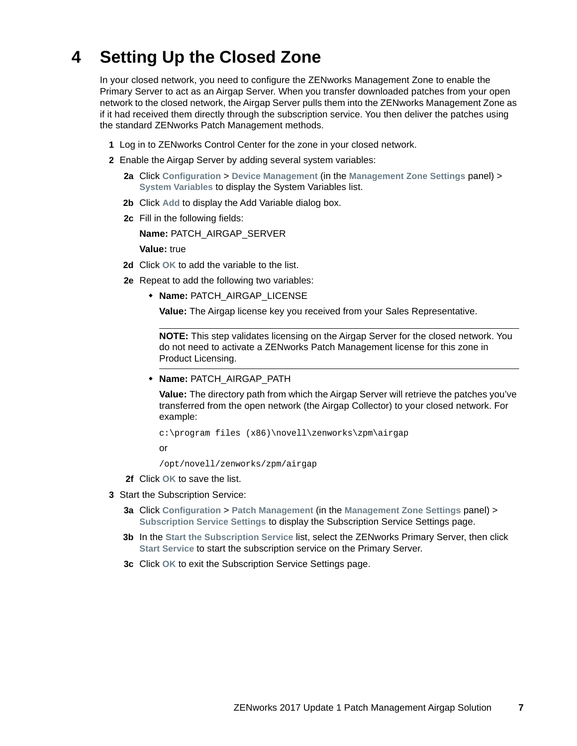# 4 Setting Up the Closed Zone

In your closed network, you need to configure the ZENworks Management Zone to enable the Primary Server to act as an Airgap Server. When you transfer downloaded patches from your open network to the closed network, the Airgap Server pulls them into the ZENworks Management Zone as if it had received them directly through the subscription service. You then deliver the patches using the standard ZENworks Patch Management methods.

1. Log in to ZENworks Control Center for the zone in your closed network.
2. Enable the Airgap Server by adding several system variables:
   - **2a** Click **Configuration** > **Device Management** (in the **Management Zone Settings** panel) > **System Variables** to display the System Variables list.
   - **2b** Click **Add** to display the Add Variable dialog box.
   - **2c** Fill in the following fields:

     **Name:** PATCH_AIRGAP_SERVER

     **Value:** true
   - **2d** Click **OK** to add the variable to the list.
   - **2e** Repeat to add the following two variables:
     - **Name:** PATCH_AIRGAP_LICENSE

       **Value:** The Airgap license key you received from your Sales Representative.

       ---

       **NOTE:** This step validates licensing on the Airgap Server for the closed network. You do not need to activate a ZENworks Patch Management license for this zone in Product Licensing.

       ---
     - **Name:** PATCH_AIRGAP_PATH

       **Value:** The directory path from which the Airgap Server will retrieve the patches you've transferred from the open network (the Airgap Collector) to your closed network. For example:

       `c:\program files (x86)\novell\zenworks\zpm\airgap`

       or

       `/opt/novell/zenworks/zpm/airgap`
   - **2f** Click **OK** to save the list.
3. Start the Subscription Service:
   - **3a** Click **Configuration** > **Patch Management** (in the **Management Zone Settings** panel) > **Subscription Service Settings** to display the Subscription Service Settings page.
   - **3b** In the **Start the Subscription Service** list, select the ZENworks Primary Server, then click **Start Service** to start the subscription service on the Primary Server.
   - **3c** Click **OK** to exit the Subscription Service Settings page.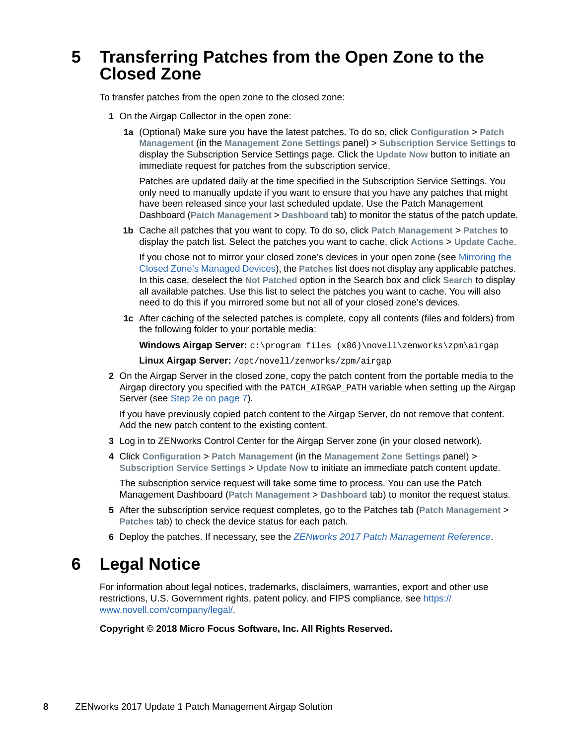# 5 Transferring Patches from the Open Zone to the Closed Zone

To transfer patches from the open zone to the closed zone:

**1** On the Airgap Collector in the open zone:

**1a** (Optional) Make sure you have the latest patches. To do so, click **Configuration** > **Patch Management** (in the **Management Zone Settings** panel) > **Subscription Service Settings** to display the Subscription Service Settings page. Click the **Update Now** button to initiate an immediate request for patches from the subscription service.

Patches are updated daily at the time specified in the Subscription Service Settings. You only need to manually update if you want to ensure that you have any patches that might have been released since your last scheduled update. Use the Patch Management Dashboard (**Patch Management** > **Dashboard** tab) to monitor the status of the patch update.

**1b** Cache all patches that you want to copy. To do so, click **Patch Management** > **Patches** to display the patch list. Select the patches you want to cache, click **Actions** > **Update Cache**.

If you chose not to mirror your closed zone's devices in your open zone (see Mirroring the Closed Zone's Managed Devices), the **Patches** list does not display any applicable patches. In this case, deselect the **Not Patched** option in the Search box and click **Search** to display all available patches. Use this list to select the patches you want to cache. You will also need to do this if you mirrored some but not all of your closed zone's devices.

**1c** After caching of the selected patches is complete, copy all contents (files and folders) from the following folder to your portable media:

**Windows Airgap Server:** `c:\program files (x86)\novell\zenworks\zpm\airgap`

**Linux Airgap Server:** `/opt/novell/zenworks/zpm/airgap`

**2** On the Airgap Server in the closed zone, copy the patch content from the portable media to the Airgap directory you specified with the `PATCH_AIRGAP_PATH` variable when setting up the Airgap Server (see Step 2e on page 7).

If you have previously copied patch content to the Airgap Server, do not remove that content. Add the new patch content to the existing content.

**3** Log in to ZENworks Control Center for the Airgap Server zone (in your closed network).

**4** Click **Configuration** > **Patch Management** (in the **Management Zone Settings** panel) > **Subscription Service Settings** > **Update Now** to initiate an immediate patch content update.

The subscription service request will take some time to process. You can use the Patch Management Dashboard (**Patch Management** > **Dashboard** tab) to monitor the request status.

**5** After the subscription service request completes, go to the Patches tab (**Patch Management** > **Patches** tab) to check the device status for each patch.

**6** Deploy the patches. If necessary, see the *ZENworks 2017 Patch Management Reference*.

# 6 Legal Notice

For information about legal notices, trademarks, disclaimers, warranties, export and other use restrictions, U.S. Government rights, patent policy, and FIPS compliance, see https://www.novell.com/company/legal/.

**Copyright © 2018 Micro Focus Software, Inc. All Rights Reserved.**